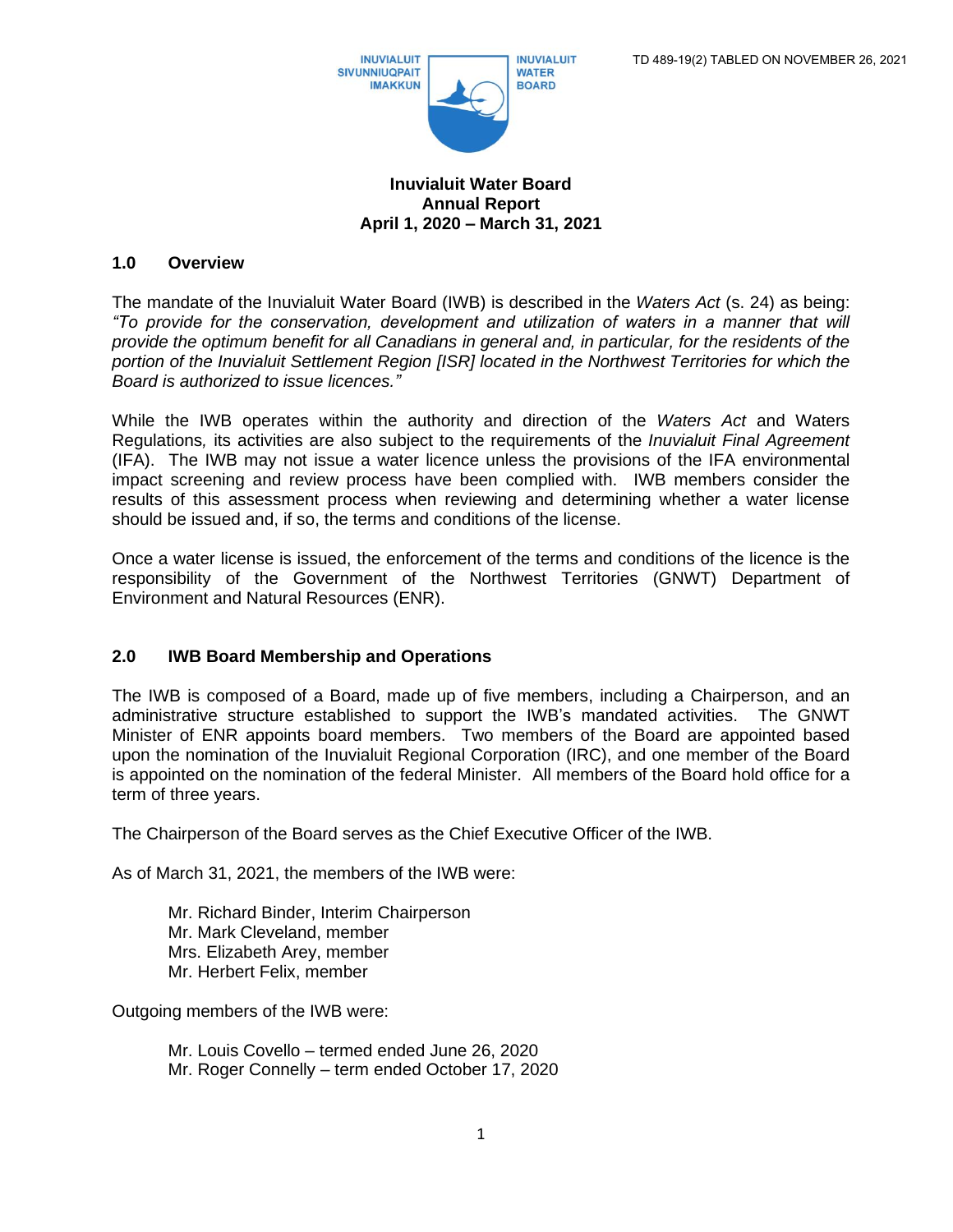INUVIALUIT SIVUNNIUQPAIT IMAKKUN

INUVIALUIT WATER BOARD

TD 489-19(2) TABLED ON NOVEMBER 26, 2021

**Inuvialuit Water Board**
**Annual Report**
**April 1, 2020 – March 31, 2021**

## 1.0 Overview

The mandate of the Inuvialuit Water Board (IWB) is described in the *Waters Act* (s. 24) as being: *"To provide for the conservation, development and utilization of waters in a manner that will provide the optimum benefit for all Canadians in general and, in particular, for the residents of the portion of the Inuvialuit Settlement Region [ISR] located in the Northwest Territories for which the Board is authorized to issue licences."*

While the IWB operates within the authority and direction of the *Waters Act* and Waters Regulations*,* its activities are also subject to the requirements of the *Inuvialuit Final Agreement* (IFA). The IWB may not issue a water licence unless the provisions of the IFA environmental impact screening and review process have been complied with. IWB members consider the results of this assessment process when reviewing and determining whether a water license should be issued and, if so, the terms and conditions of the license.

Once a water license is issued, the enforcement of the terms and conditions of the licence is the responsibility of the Government of the Northwest Territories (GNWT) Department of Environment and Natural Resources (ENR).

## 2.0 IWB Board Membership and Operations

The IWB is composed of a Board, made up of five members, including a Chairperson, and an administrative structure established to support the IWB's mandated activities. The GNWT Minister of ENR appoints board members. Two members of the Board are appointed based upon the nomination of the Inuvialuit Regional Corporation (IRC), and one member of the Board is appointed on the nomination of the federal Minister. All members of the Board hold office for a term of three years.

The Chairperson of the Board serves as the Chief Executive Officer of the IWB.

As of March 31, 2021, the members of the IWB were:

- Mr. Richard Binder, Interim Chairperson
- Mr. Mark Cleveland, member
- Mrs. Elizabeth Arey, member
- Mr. Herbert Felix, member

Outgoing members of the IWB were:

- Mr. Louis Covello – termed ended June 26, 2020
- Mr. Roger Connelly – term ended October 17, 2020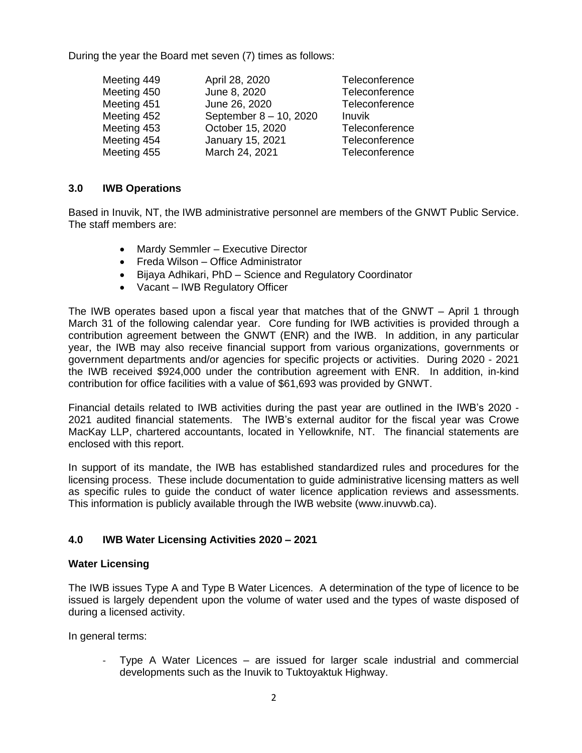During the year the Board met seven (7) times as follows:

| | | |
|---|---|---|
| Meeting 449 | April 28, 2020 | Teleconference |
| Meeting 450 | June 8, 2020 | Teleconference |
| Meeting 451 | June 26, 2020 | Teleconference |
| Meeting 452 | September 8 – 10, 2020 | Inuvik |
| Meeting 453 | October 15, 2020 | Teleconference |
| Meeting 454 | January 15, 2021 | Teleconference |
| Meeting 455 | March 24, 2021 | Teleconference |

## 3.0 IWB Operations

Based in Inuvik, NT, the IWB administrative personnel are members of the GNWT Public Service. The staff members are:

- Mardy Semmler – Executive Director
- Freda Wilson – Office Administrator
- Bijaya Adhikari, PhD – Science and Regulatory Coordinator
- Vacant – IWB Regulatory Officer

The IWB operates based upon a fiscal year that matches that of the GNWT – April 1 through March 31 of the following calendar year. Core funding for IWB activities is provided through a contribution agreement between the GNWT (ENR) and the IWB. In addition, in any particular year, the IWB may also receive financial support from various organizations, governments or government departments and/or agencies for specific projects or activities. During 2020 - 2021 the IWB received $924,000 under the contribution agreement with ENR. In addition, in-kind contribution for office facilities with a value of $61,693 was provided by GNWT.

Financial details related to IWB activities during the past year are outlined in the IWB's 2020 - 2021 audited financial statements. The IWB's external auditor for the fiscal year was Crowe MacKay LLP, chartered accountants, located in Yellowknife, NT. The financial statements are enclosed with this report.

In support of its mandate, the IWB has established standardized rules and procedures for the licensing process. These include documentation to guide administrative licensing matters as well as specific rules to guide the conduct of water licence application reviews and assessments. This information is publicly available through the IWB website (www.inuvwb.ca).

## 4.0 IWB Water Licensing Activities 2020 – 2021

### Water Licensing

The IWB issues Type A and Type B Water Licences. A determination of the type of licence to be issued is largely dependent upon the volume of water used and the types of waste disposed of during a licensed activity.

In general terms:

- Type A Water Licences – are issued for larger scale industrial and commercial developments such as the Inuvik to Tuktoyaktuk Highway.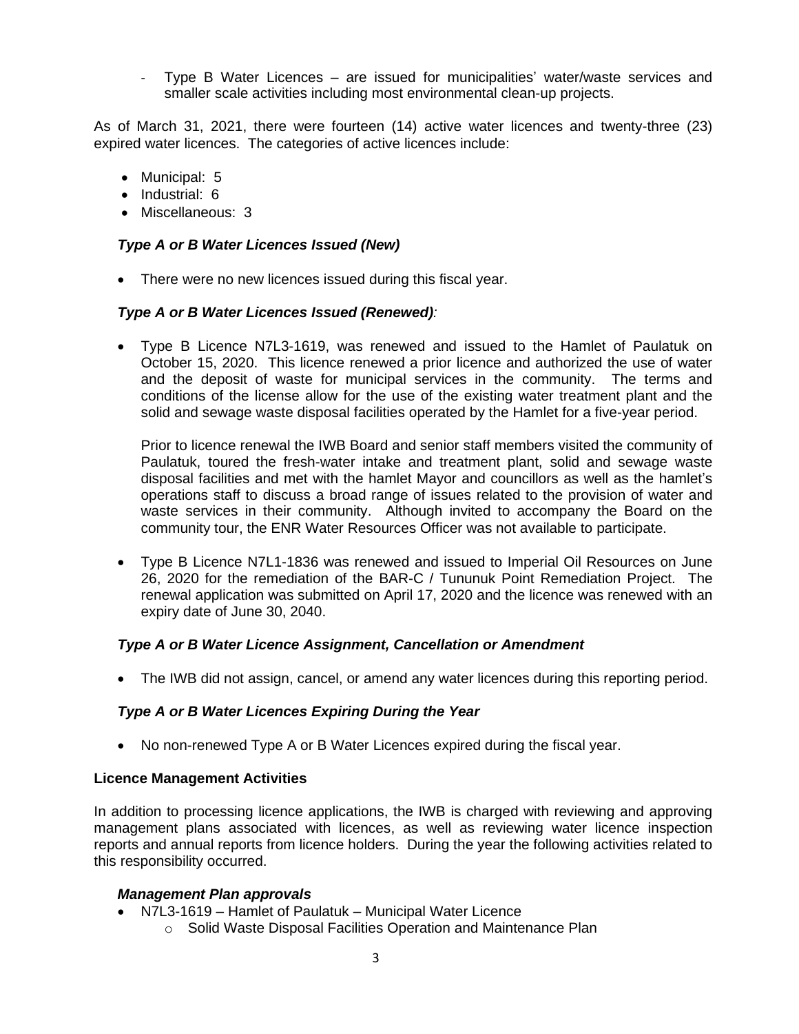- Type B Water Licences – are issued for municipalities' water/waste services and smaller scale activities including most environmental clean-up projects.

As of March 31, 2021, there were fourteen (14) active water licences and twenty-three (23) expired water licences. The categories of active licences include:

- Municipal: 5
- Industrial: 6
- Miscellaneous: 3

### *Type A or B Water Licences Issued (New)*

- There were no new licences issued during this fiscal year.

### *Type A or B Water Licences Issued (Renewed):*

- Type B Licence N7L3-1619, was renewed and issued to the Hamlet of Paulatuk on October 15, 2020. This licence renewed a prior licence and authorized the use of water and the deposit of waste for municipal services in the community. The terms and conditions of the license allow for the use of the existing water treatment plant and the solid and sewage waste disposal facilities operated by the Hamlet for a five-year period.

  Prior to licence renewal the IWB Board and senior staff members visited the community of Paulatuk, toured the fresh-water intake and treatment plant, solid and sewage waste disposal facilities and met with the hamlet Mayor and councillors as well as the hamlet's operations staff to discuss a broad range of issues related to the provision of water and waste services in their community. Although invited to accompany the Board on the community tour, the ENR Water Resources Officer was not available to participate.

- Type B Licence N7L1-1836 was renewed and issued to Imperial Oil Resources on June 26, 2020 for the remediation of the BAR-C / Tununuk Point Remediation Project. The renewal application was submitted on April 17, 2020 and the licence was renewed with an expiry date of June 30, 2040.

### *Type A or B Water Licence Assignment, Cancellation or Amendment*

- The IWB did not assign, cancel, or amend any water licences during this reporting period.

### *Type A or B Water Licences Expiring During the Year*

- No non-renewed Type A or B Water Licences expired during the fiscal year.

## **Licence Management Activities**

In addition to processing licence applications, the IWB is charged with reviewing and approving management plans associated with licences, as well as reviewing water licence inspection reports and annual reports from licence holders. During the year the following activities related to this responsibility occurred.

### *Management Plan approvals*

- N7L3-1619 – Hamlet of Paulatuk – Municipal Water Licence
  - Solid Waste Disposal Facilities Operation and Maintenance Plan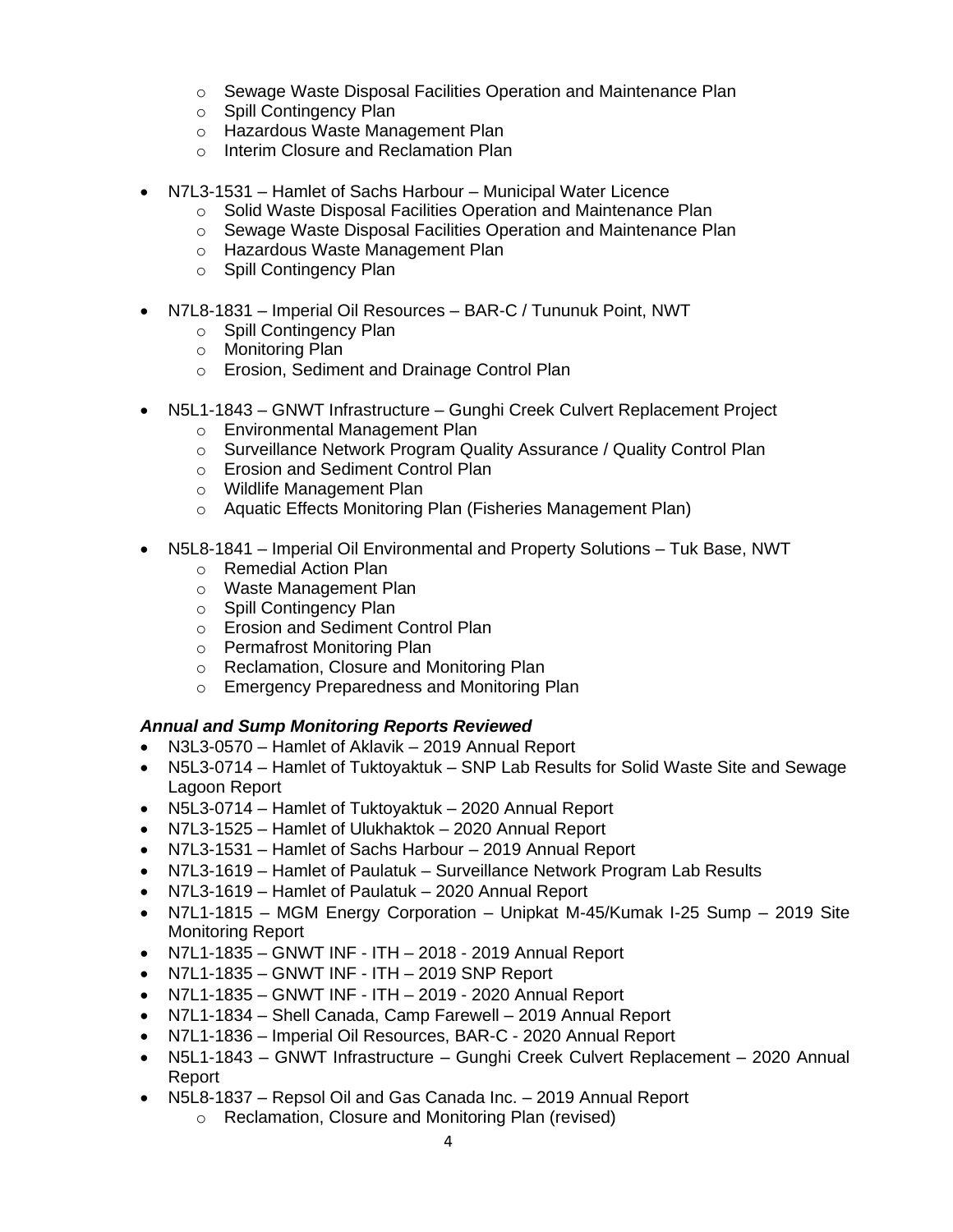- Sewage Waste Disposal Facilities Operation and Maintenance Plan
    - Spill Contingency Plan
    - Hazardous Waste Management Plan
    - Interim Closure and Reclamation Plan

- N7L3-1531 – Hamlet of Sachs Harbour – Municipal Water Licence
    - Solid Waste Disposal Facilities Operation and Maintenance Plan
    - Sewage Waste Disposal Facilities Operation and Maintenance Plan
    - Hazardous Waste Management Plan
    - Spill Contingency Plan

- N7L8-1831 – Imperial Oil Resources – BAR-C / Tununuk Point, NWT
    - Spill Contingency Plan
    - Monitoring Plan
    - Erosion, Sediment and Drainage Control Plan

- N5L1-1843 – GNWT Infrastructure – Gunghi Creek Culvert Replacement Project
    - Environmental Management Plan
    - Surveillance Network Program Quality Assurance / Quality Control Plan
    - Erosion and Sediment Control Plan
    - Wildlife Management Plan
    - Aquatic Effects Monitoring Plan (Fisheries Management Plan)

- N5L8-1841 – Imperial Oil Environmental and Property Solutions – Tuk Base, NWT
    - Remedial Action Plan
    - Waste Management Plan
    - Spill Contingency Plan
    - Erosion and Sediment Control Plan
    - Permafrost Monitoring Plan
    - Reclamation, Closure and Monitoring Plan
    - Emergency Preparedness and Monitoring Plan

***Annual and Sump Monitoring Reports Reviewed***

- N3L3-0570 – Hamlet of Aklavik – 2019 Annual Report
- N5L3-0714 – Hamlet of Tuktoyaktuk – SNP Lab Results for Solid Waste Site and Sewage Lagoon Report
- N5L3-0714 – Hamlet of Tuktoyaktuk – 2020 Annual Report
- N7L3-1525 – Hamlet of Ulukhaktok – 2020 Annual Report
- N7L3-1531 – Hamlet of Sachs Harbour – 2019 Annual Report
- N7L3-1619 – Hamlet of Paulatuk – Surveillance Network Program Lab Results
- N7L3-1619 – Hamlet of Paulatuk – 2020 Annual Report
- N7L1-1815 – MGM Energy Corporation – Unipkat M-45/Kumak I-25 Sump – 2019 Site Monitoring Report
- N7L1-1835 – GNWT INF - ITH – 2018 - 2019 Annual Report
- N7L1-1835 – GNWT INF - ITH – 2019 SNP Report
- N7L1-1835 – GNWT INF - ITH – 2019 - 2020 Annual Report
- N7L1-1834 – Shell Canada, Camp Farewell – 2019 Annual Report
- N7L1-1836 – Imperial Oil Resources, BAR-C - 2020 Annual Report
- N5L1-1843 – GNWT Infrastructure – Gunghi Creek Culvert Replacement – 2020 Annual Report
- N5L8-1837 – Repsol Oil and Gas Canada Inc. – 2019 Annual Report
    - Reclamation, Closure and Monitoring Plan (revised)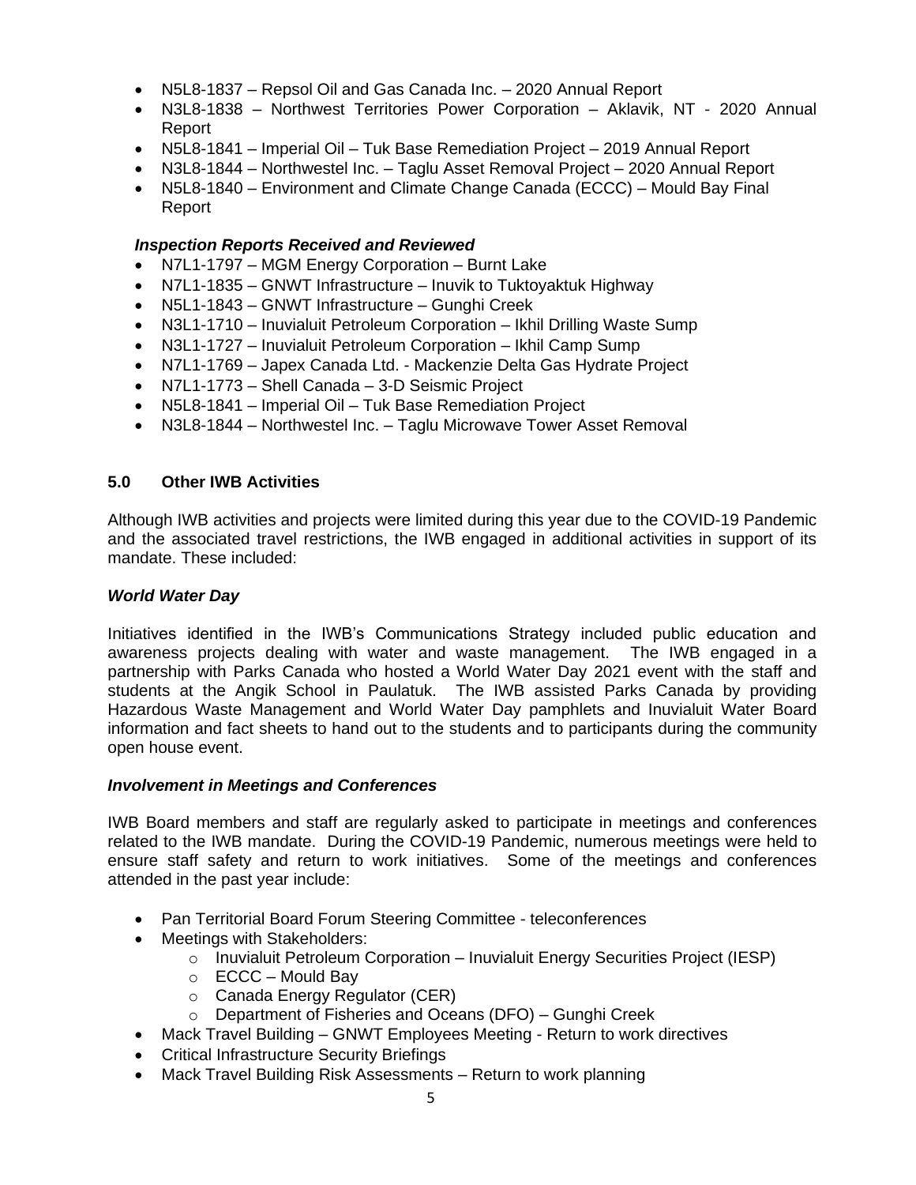- N5L8-1837 – Repsol Oil and Gas Canada Inc. – 2020 Annual Report
- N3L8-1838 – Northwest Territories Power Corporation – Aklavik, NT - 2020 Annual Report
- N5L8-1841 – Imperial Oil – Tuk Base Remediation Project – 2019 Annual Report
- N3L8-1844 – Northwestel Inc. – Taglu Asset Removal Project – 2020 Annual Report
- N5L8-1840 – Environment and Climate Change Canada (ECCC) – Mould Bay Final Report

***Inspection Reports Received and Reviewed***

- N7L1-1797 – MGM Energy Corporation – Burnt Lake
- N7L1-1835 – GNWT Infrastructure – Inuvik to Tuktoyaktuk Highway
- N5L1-1843 – GNWT Infrastructure – Gunghi Creek
- N3L1-1710 – Inuvialuit Petroleum Corporation – Ikhil Drilling Waste Sump
- N3L1-1727 – Inuvialuit Petroleum Corporation – Ikhil Camp Sump
- N7L1-1769 – Japex Canada Ltd. - Mackenzie Delta Gas Hydrate Project
- N7L1-1773 – Shell Canada – 3-D Seismic Project
- N5L8-1841 – Imperial Oil – Tuk Base Remediation Project
- N3L8-1844 – Northwestel Inc. – Taglu Microwave Tower Asset Removal

## 5.0 Other IWB Activities

Although IWB activities and projects were limited during this year due to the COVID-19 Pandemic and the associated travel restrictions, the IWB engaged in additional activities in support of its mandate. These included:

***World Water Day***

Initiatives identified in the IWB's Communications Strategy included public education and awareness projects dealing with water and waste management. The IWB engaged in a partnership with Parks Canada who hosted a World Water Day 2021 event with the staff and students at the Angik School in Paulatuk. The IWB assisted Parks Canada by providing Hazardous Waste Management and World Water Day pamphlets and Inuvialuit Water Board information and fact sheets to hand out to the students and to participants during the community open house event.

***Involvement in Meetings and Conferences***

IWB Board members and staff are regularly asked to participate in meetings and conferences related to the IWB mandate. During the COVID-19 Pandemic, numerous meetings were held to ensure staff safety and return to work initiatives. Some of the meetings and conferences attended in the past year include:

- Pan Territorial Board Forum Steering Committee - teleconferences
- Meetings with Stakeholders:
  - Inuvialuit Petroleum Corporation – Inuvialuit Energy Securities Project (IESP)
  - ECCC – Mould Bay
  - Canada Energy Regulator (CER)
  - Department of Fisheries and Oceans (DFO) – Gunghi Creek
- Mack Travel Building – GNWT Employees Meeting - Return to work directives
- Critical Infrastructure Security Briefings
- Mack Travel Building Risk Assessments – Return to work planning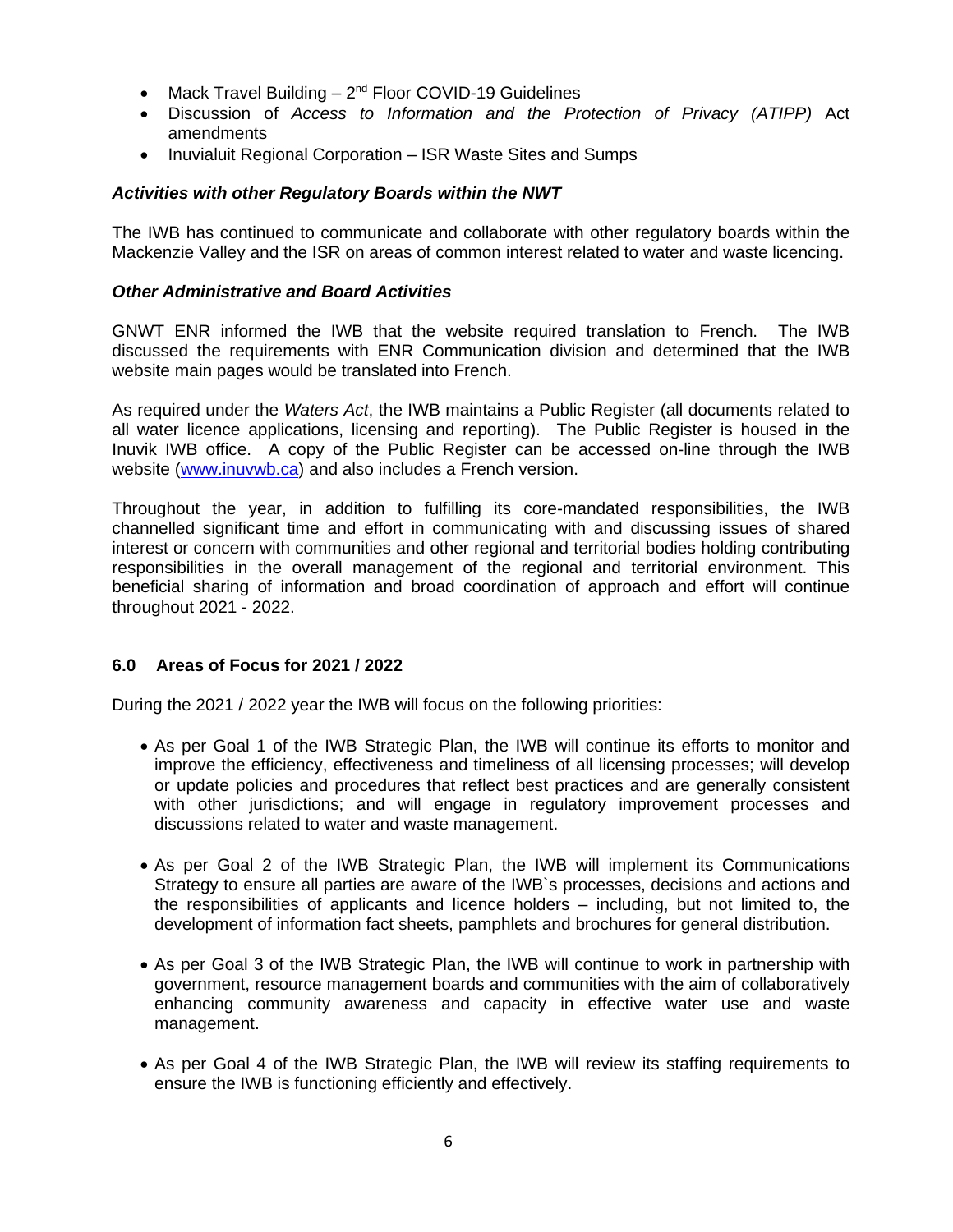- Mack Travel Building – 2nd Floor COVID-19 Guidelines
- Discussion of *Access to Information and the Protection of Privacy (ATIPP)* Act amendments
- Inuvialuit Regional Corporation – ISR Waste Sites and Sumps

***Activities with other Regulatory Boards within the NWT***

The IWB has continued to communicate and collaborate with other regulatory boards within the Mackenzie Valley and the ISR on areas of common interest related to water and waste licencing.

***Other Administrative and Board Activities***

GNWT ENR informed the IWB that the website required translation to French. The IWB discussed the requirements with ENR Communication division and determined that the IWB website main pages would be translated into French.

As required under the *Waters Act*, the IWB maintains a Public Register (all documents related to all water licence applications, licensing and reporting). The Public Register is housed in the Inuvik IWB office. A copy of the Public Register can be accessed on-line through the IWB website (www.inuvwb.ca) and also includes a French version.

Throughout the year, in addition to fulfilling its core-mandated responsibilities, the IWB channelled significant time and effort in communicating with and discussing issues of shared interest or concern with communities and other regional and territorial bodies holding contributing responsibilities in the overall management of the regional and territorial environment. This beneficial sharing of information and broad coordination of approach and effort will continue throughout 2021 - 2022.

## 6.0 Areas of Focus for 2021 / 2022

During the 2021 / 2022 year the IWB will focus on the following priorities:

- As per Goal 1 of the IWB Strategic Plan, the IWB will continue its efforts to monitor and improve the efficiency, effectiveness and timeliness of all licensing processes; will develop or update policies and procedures that reflect best practices and are generally consistent with other jurisdictions; and will engage in regulatory improvement processes and discussions related to water and waste management.

- As per Goal 2 of the IWB Strategic Plan, the IWB will implement its Communications Strategy to ensure all parties are aware of the IWB`s processes, decisions and actions and the responsibilities of applicants and licence holders – including, but not limited to, the development of information fact sheets, pamphlets and brochures for general distribution.

- As per Goal 3 of the IWB Strategic Plan, the IWB will continue to work in partnership with government, resource management boards and communities with the aim of collaboratively enhancing community awareness and capacity in effective water use and waste management.

- As per Goal 4 of the IWB Strategic Plan, the IWB will review its staffing requirements to ensure the IWB is functioning efficiently and effectively.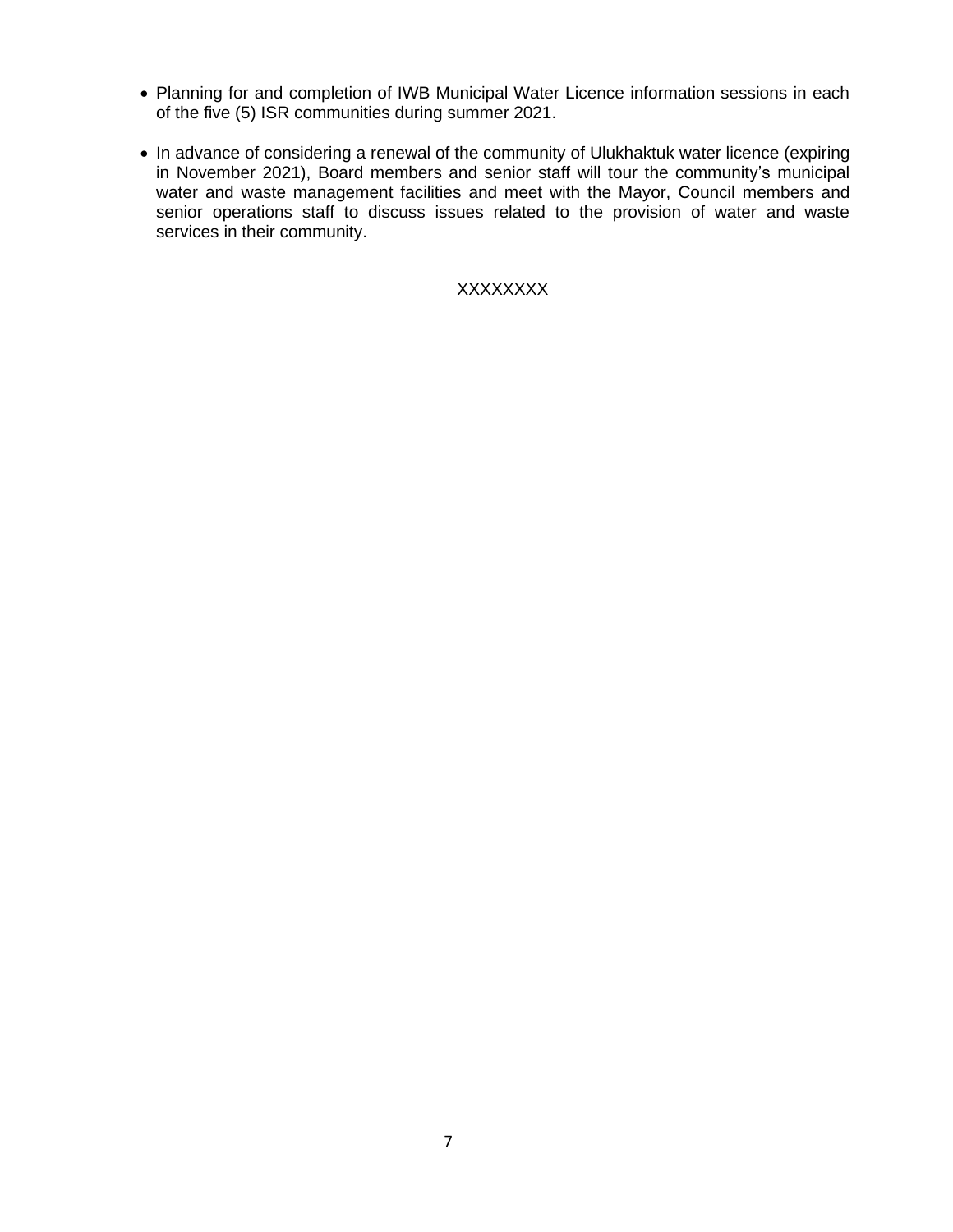- Planning for and completion of IWB Municipal Water Licence information sessions in each of the five (5) ISR communities during summer 2021.

- In advance of considering a renewal of the community of Ulukhaktuk water licence (expiring in November 2021), Board members and senior staff will tour the community's municipal water and waste management facilities and meet with the Mayor, Council members and senior operations staff to discuss issues related to the provision of water and waste services in their community.

XXXXXXXX